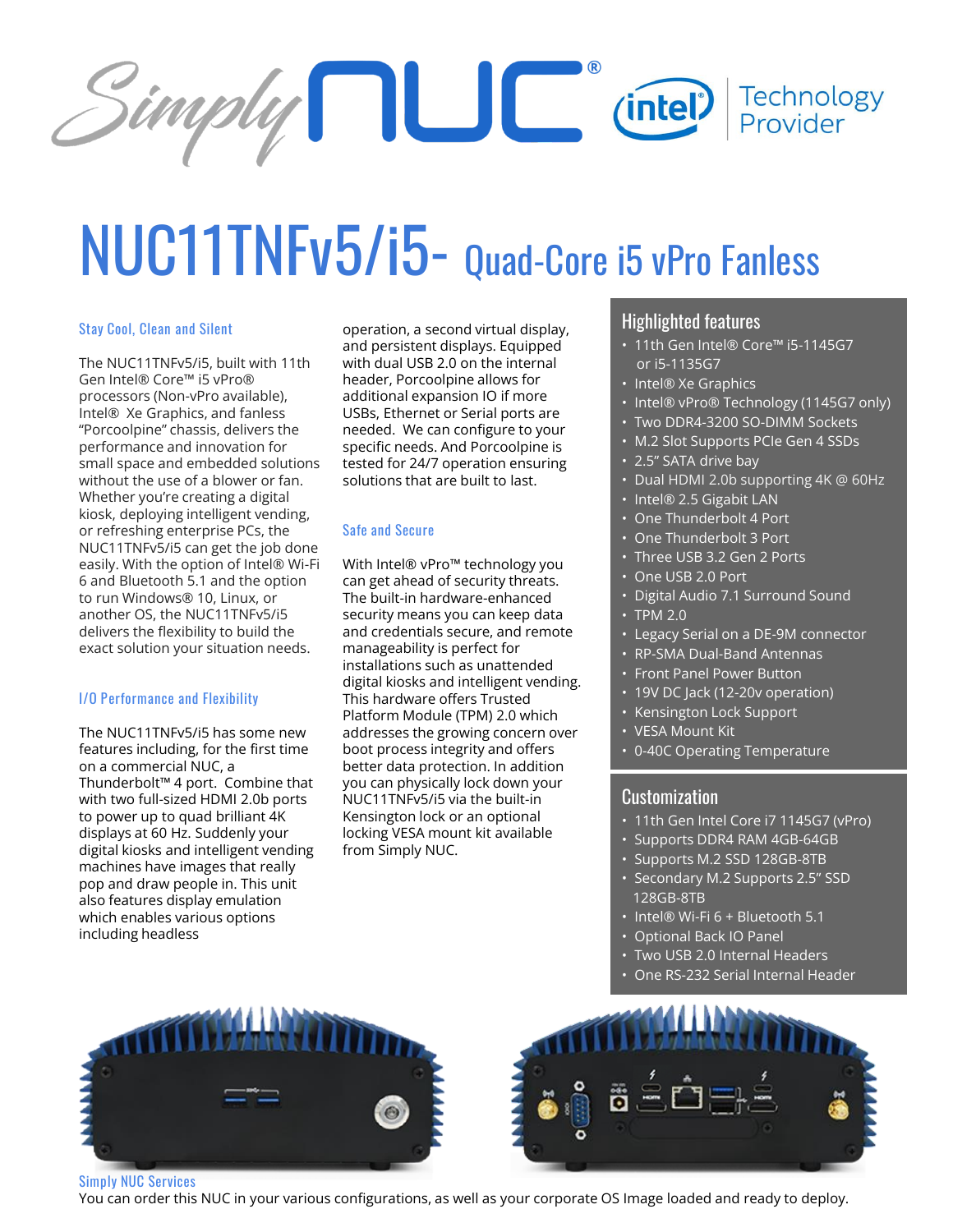# NUC11TNFv5/i5- Quad-Core i5 vPro Fanless

### Stay Cool, Clean and Silent

The NUC11TNFv5/i5, built with 11th Gen Intel® Core™ i5 vPro® processors (Non-vPro available), Intel® Xe Graphics, and fanless "Porcoolpine" chassis, delivers the performance and innovation for small space and embedded solutions without the use of a blower or fan. Whether you're creating a digital kiosk, deploying intelligent vending, or refreshing enterprise PCs, the NUC11TNFv5/i5 can get the job done easily. With the option of Intel® Wi-Fi 6 and Bluetooth 5.1 and the option to run Windows® 10, Linux, or another OS, the NUC11TNFv5/i5 delivers the flexibility to build the exact solution your situation needs.

### I/O Performance and Flexibility

The NUC11TNFv5/i5 has some new features including, for the first time on a commercial NUC, a Thunderbolt™ 4 port. Combine that with two full-sized HDMI 2.0b ports to power up to quad brilliant 4K displays at 60 Hz. Suddenly your digital kiosks and intelligent vending machines have images that really pop and draw people in. This unit also features display emulation which enables various options including headless operation, a second virtual display, and persistent displays. Equipped with dual USB 2.0 on the internal header, Porcoolpine allows for additional expansion IO if more USBs, Ethernet or Serial ports are needed. We can configure to your specific needs. And Porcoolpine is tested for 24/7 operation ensuring solutions that are built to last.

### Safe and Secure

With Intel® vPro™ technology you can get ahead of security threats. The built-in hardware-enhanced security means you can keep data and credentials secure, and remote manageability is perfect for installations such as unattended digital kiosks and intelligent vending. This hardware offers Trusted Platform Module (TPM) 2.0 which addresses the growing concern over boot process integrity and offers better data protection. In addition you can physically lock down your NUC11TNFv5/i5 via the built-in Kensington lock or an optional locking VESA mount kit available from Simply NUC.

## Highlighted features

- 11th Gen Intel® Core™ i5-1145G7 or i5-1135G7
- Intel® Xe Graphics
- Intel® vPro® Technology (1145G7 only)
- Two DDR4-3200 SO-DIMM Sockets
- M.2 Slot Supports PCIe Gen 4 SSDs
- 2.5" SATA drive bay
- Dual HDMI 2.0b supporting 4K @ 60Hz
- Intel® 2.5 Gigabit LAN
- One Thunderbolt 4 Port
- One Thunderbolt 3 Port
- Three USB 3.2 Gen 2 Ports
- One USB 2.0 Port
- Digital Audio 7.1 Surround Sound
- TPM 2.0
- Legacy Serial on a DE-9M connector
- RP-SMA Dual-Band Antennas
- Front Panel Power Button
- 19V DC Jack (12-20v operation)
- Kensington Lock Support
- VESA Mount Kit
- 0-40C Operating Temperature

## Customization

- 11th Gen Intel Core i7 1145G7 (vPro)
- Supports DDR4 RAM 4GB-64GB
- Supports M.2 SSD 128GB-8TB
- Secondary M.2 Supports 2.5" SSD 128GB-8TB
- Intel® Wi-Fi 6 + Bluetooth 5.1
- Optional Back IO Panel
- Two USB 2.0 Internal Headers
- One RS-232 Serial Internal Header

### Simply NUC Services

You can order this NUC in your various configurations, as well as your corporate OS Image loaded and ready to deploy.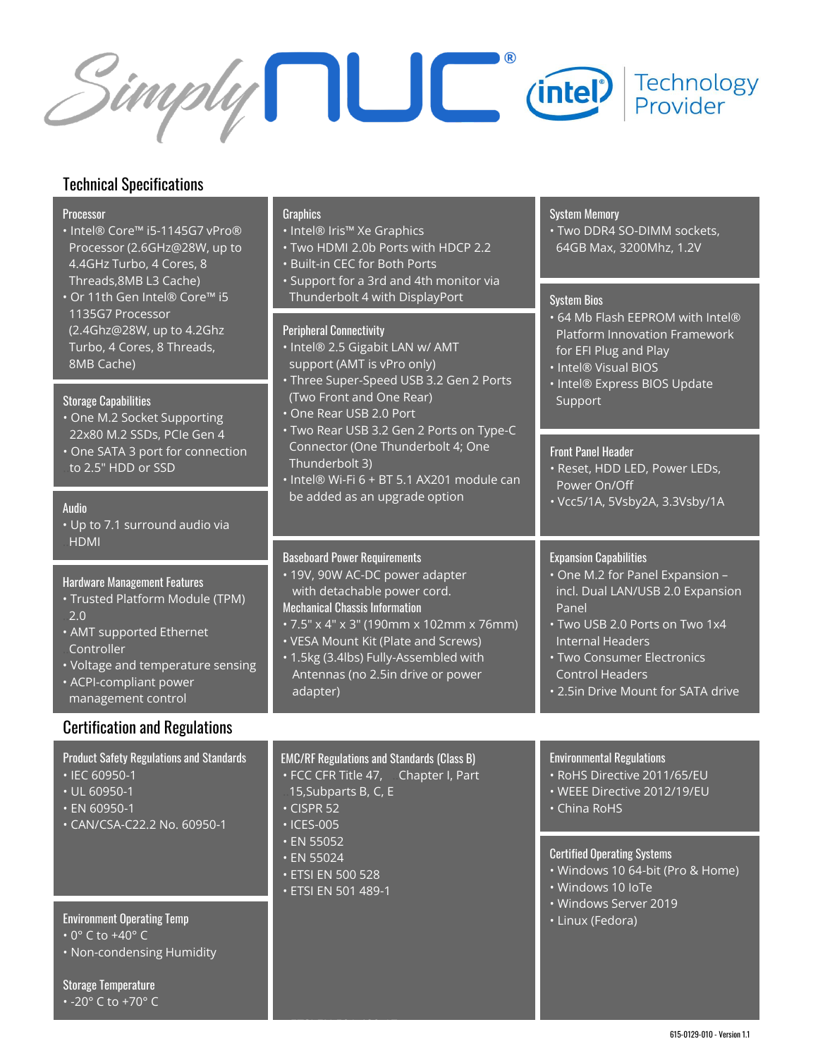# Technical Specifications

### Processor

- Intel® Core™ i5-1145G7 vPro® Processor (2.6GHz@28W, up to 4.4GHz Turbo, 4 Cores, 8 Threads,8MB L3 Cache)
- Or 11th Gen Intel® Core™ i5 1135G7 Processor (2.4Ghz@28W, up to 4.2Ghz Turbo, 4 Cores, 8 Threads, 8MB Cache)

### Storage Capabilities

- One M.2 Socket Supporting 22x80 M.2 SSDs, PCIe Gen 4
- One SATA 3 port for connection to 2.5" HDD or SSD

### Audio

- Up to 7.1 surround audio via HDMI

### Hardware Management Features

- Trusted Platform Module (TPM) 2.0
- AMT supported Ethernet Controller
- Voltage and temperature sensing
- ACPI-compliant power management control

### Graphics

- Intel® Iris™ Xe Graphics
- Two HDMI 2.0b Ports with HDCP 2.2
- Built-in CEC for Both Ports
- Support for a 3rd and 4th monitor via Thunderbolt 4 with DisplayPort

### Peripheral Connectivity

- Intel® 2.5 Gigabit LAN w/ AMT support (AMT is vPro only)
- Three Super-Speed USB 3.2 Gen 2 Ports (Two Front and One Rear)
- One Rear USB 2.0 Port
- Two Rear USB 3.2 Gen 2 Ports on Type-C Connector (One Thunderbolt 4; One Thunderbolt 3)
- Intel® Wi-Fi 6 + BT 5.1 AX201 module can be added as an upgrade option

### Baseboard Power Requirements

- 19V, 90W AC-DC power adapter with detachable power cord.

### Mechanical Chassis Information

- 7.5" x 4" x 3" (190mm x 102mm x 76mm)
- VESA Mount Kit (Plate and Screws)
- 1.5kg (3.4lbs) Fully-Assembled with Antennas (no 2.5in drive or power adapter)

### System Memory

- Two DDR4 SO-DIMM sockets, 64GB Max, 3200Mhz, 1.2V

### System Bios

- 64 Mb Flash EEPROM with Intel® Platform Innovation Framework for EFI Plug and Play
- Intel® Visual BIOS
- Intel® Express BIOS Update Support

### Front Panel Header

- Reset, HDD LED, Power LEDs, Power On/Off
- Vcc5/1A, 5Vsby2A, 3.3Vsby/1A

### Expansion Capabilities

- One M.2 for Panel Expansion – incl. Dual LAN/USB 2.0 Expansion Panel
- Two USB 2.0 Ports on Two 1x4 Internal Headers
- Two Consumer Electronics Control Headers
- 2.5in Drive Mount for SATA drive

# Certification and Regulations

### Product Safety Regulations and Standards

- IEC 60950-1
- UL 60950-1
- EN 60950-1
- CAN/CSA-C22.2 No. 60950-1

### Environment Operating Temp

- 0° C to +40° C
- Non-condensing Humidity

### Storage Temperature

- -20° C to +70° C

### EMC/RF Regulations and Standards (Class B)

- FCC CFR Title 47, Chapter I, Part 15,Subparts B, C, E
- CISPR 52
- ICES-005
- EN 55052
- EN 55024
- ETSI EN 500 528
- ETSI EN 501 489-1

### Environmental Regulations

- RoHS Directive 2011/65/EU
- WEEE Directive 2012/19/EU
- China RoHS

### Certified Operating Systems

- Windows 10 64-bit (Pro & Home)
- Windows 10 IoTe
- Windows Server 2019
- Linux (Fedora)

615-0129-010 - Version 1.1